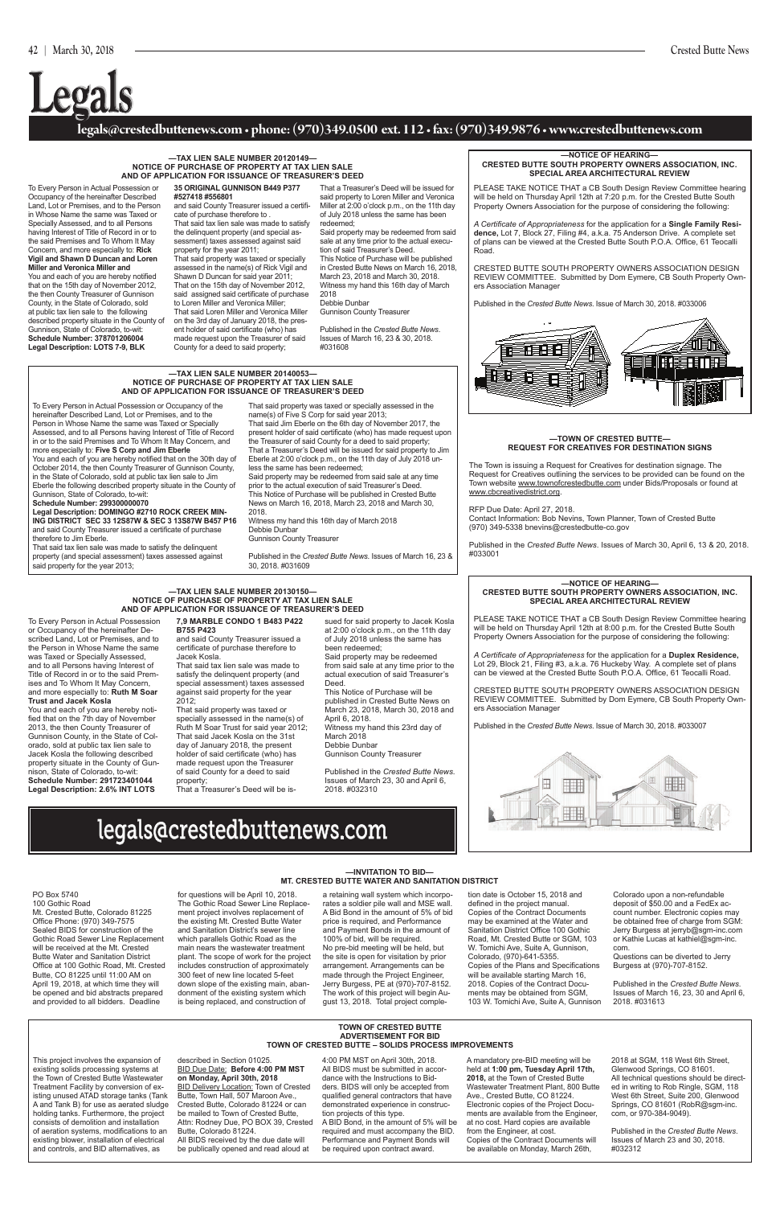# Legals

**legals@crestedbuttenews.com • phone: (970)349.0500 ext. 112 • fax: (970)349.9876 • www.crestedbuttenews.com**

### —TAX LIEN SALE NUMBER 20120149— NOTICE OF PURCHASE OF PROPERTY AT TAX LIEN SALE AND OF APPLICATION FOR ISSUANCE OF TREASURER'S DEED

To Every Person in Actual Possession or Occupancy of the hereinafter Described Land, Lot or Premises, and to the Person in Whose Name the same was Taxed or Specially Assessed, and to all Persons having Interest of Title of Record in or to the said Premises and To Whom It May Concern, and more especially to: **Rick Vigil and Shawn D Duncan and Loren Miller and Veronica Miller and**

You and each of you are hereby notified that on the 15th day of November 2012, the then County Treasurer of Gunnison County, in the State of Colorado, sold at public tax lien sale to the following described property situate in the County of Gunnison, State of Colorado, to-wit:

**Schedule Number: 378701206004**

**Legal Description: LOTS 7-9, BLK 35 ORIGINAL GUNNISON B449 P377 #527418 #556801**

and said County Treasurer issued a certificate of purchase therefore to .

That said tax lien sale was made to satisfy the delinquent property (and special assessment) taxes assessed against said property for the year 2011;

That said property was taxed or specially assessed in the name(s) of Rick Vigil and Shawn D Duncan for said year 2011;

That on the 15th day of November 2012, said assigned said certificate of purchase to Loren Miller and Veronica Miller;

That said Loren Miller and Veronica Miller on the 3rd day of January 2018, the present holder of said certificate (who) has made request upon the Treasurer of said County for a deed to said property;

That a Treasurer's Deed will be issued for said property to Loren Miller and Veronica Miller at 2:00 o'clock p.m., on the 11th day of July 2018 unless the same has been redeemed;

Said property may be redeemed from said sale at any time prior to the actual execution of said Treasurer's Deed.

This Notice of Purchase will be published in Crested Butte News on March 16, 2018, March 23, 2018 and March 30, 2018.

Witness my hand this 16th day of March 2018

Debbie Dunbar

Gunnison County Treasurer

Published in the *Crested Butte News*. Issues of March 16, 23 & 30, 2018. #031608

### —TAX LIEN SALE NUMBER 20140053— NOTICE OF PURCHASE OF PROPERTY AT TAX LIEN SALE AND OF APPLICATION FOR ISSUANCE OF TREASURER'S DEED

To Every Person in Actual Possession or Occupancy of the hereinafter Described Land, Lot or Premises, and to the Person in Whose Name the same was Taxed or Specially Assessed, and to all Persons having Interest of Title of Record in or to the said Premises and To Whom It May Concern, and more especially to: **Five S Corp and Jim Eberle**

You and each of you are hereby notified that on the 30th day of October 2014, the then County Treasurer of Gunnison County, in the State of Colorado, sold at public tax lien sale to Jim Eberle the following described property situate in the County of Gunnison, State of Colorado, to-wit:

**Schedule Number: 299300000070**

**Legal Description: DOMINGO #2710 ROCK CREEK MINING DISTRICT SEC 33 12S87W & SEC 3 13S87W B457 P16**

and said County Treasurer issued a certificate of purchase therefore to Jim Eberle.

That said tax lien sale was made to satisfy the delinquent property (and special assessment) taxes assessed against said property for the year 2013;

That said property was taxed or specially assessed in the name(s) of Five S Corp for said year 2013;

That said Jim Eberle on the 6th day of November 2017, the present holder of said certificate (who) has made request upon the Treasurer of said County for a deed to said property;

That a Treasurer's Deed will be issued for said property to Jim Eberle at 2:00 o'clock p.m., on the 11th day of July 2018 unless the same has been redeemed;

Said property may be redeemed from said sale at any time prior to the actual execution of said Treasurer's Deed.

This Notice of Purchase will be published in Crested Butte News on March 16, 2018, March 23, 2018 and March 30, 2018.

Witness my hand this 16th day of March 2018

Debbie Dunbar

Gunnison County Treasurer

Published in the *Crested Butte News*. Issues of March 16, 23 & 30, 2018. #031609

### —TAX LIEN SALE NUMBER 20130150— NOTICE OF PURCHASE OF PROPERTY AT TAX LIEN SALE AND OF APPLICATION FOR ISSUANCE OF TREASURER'S DEED

To Every Person in Actual Possession or Occupancy of the hereinafter Described Land, Lot or Premises, and to the Person in Whose Name the same was Taxed or Specially Assessed, and to all Persons having Interest of Title of Record in or to the said Premises and To Whom It May Concern, and more especially to: **Ruth M Soar Trust and Jacek Kosla**

You and each of you are hereby notified that on the 7th day of November 2013, the then County Treasurer of Gunnison County, in the State of Colorado, sold at public tax lien sale to Jacek Kosla the following described property situate in the County of Gunnison, State of Colorado, to-wit:

**Schedule Number: 291723401044**

**Legal Description: 2.6% INT LOTS 7,9 MARBLE CONDO 1 B483 P422 B755 P423**

and said County Treasurer issued a certificate of purchase therefore to Jacek Kosla.

That said tax lien sale was made to satisfy the delinquent property (and special assessment) taxes assessed against said property for the year 2012;

That said property was taxed or specially assessed in the name(s) of Ruth M Soar Trust for said year 2012;

That said Jacek Kosla on the 31st day of January 2018, the present holder of said certificate (who) has made request upon the Treasurer of said County for a deed to said property;

That a Treasurer's Deed will be issued for said property to Jacek Kosla at 2:00 o'clock p.m., on the 11th day of July 2018 unless the same has been redeemed;

Said property may be redeemed from said sale at any time prior to the actual execution of said Treasurer's Deed.

This Notice of Purchase will be published in Crested Butte News on March 23, 2018, March 30, 2018 and April 6, 2018.

Witness my hand this 23rd day of March 2018

Debbie Dunbar

Gunnison County Treasurer

Published in the *Crested Butte News*. Issues of March 23, 30 and April 6, 2018. #032310

### —NOTICE OF HEARING— CRESTED BUTTE SOUTH PROPERTY OWNERS ASSOCIATION, INC. SPECIAL AREA ARCHITECTURAL REVIEW

PLEASE TAKE NOTICE THAT a CB South Design Review Committee hearing will be held on Thursday April 12th at 7:20 p.m. for the Crested Butte South Property Owners Association for the purpose of considering the following:

*A Certificate of Appropriateness* for the application for a **Single Family Residence,** Lot 7, Block 27, Filing #4, a.k.a. 75 Anderson Drive. A complete set of plans can be viewed at the Crested Butte South P.O.A. Office, 61 Teocalli Road.

CRESTED BUTTE SOUTH PROPERTY OWNERS ASSOCIATION DESIGN REVIEW COMMITTEE. Submitted by Dom Eymere, CB South Property Owners Association Manager

Published in the *Crested Butte News*. Issue of March 30, 2018. #033006

### —TOWN OF CRESTED BUTTE— REQUEST FOR CREATIVES FOR DESTINATION SIGNS

The Town is issuing a Request for Creatives for destination signage. The Request for Creatives outlining the services to be provided can be found on the Town website www.townofcrestedbutte.com under Bids/Proposals or found at www.cbcreativedistrict.org.

RFP Due Date: April 27, 2018.

Contact Information: Bob Nevins, Town Planner, Town of Crested Butte (970) 349-5338 bnevins@crestedbutte-co.gov

Published in the *Crested Butte News*. Issues of March 30, April 6, 13 & 20, 2018. #033001

### —NOTICE OF HEARING— CRESTED BUTTE SOUTH PROPERTY OWNERS ASSOCIATION, INC. SPECIAL AREA ARCHITECTURAL REVIEW

PLEASE TAKE NOTICE THAT a CB South Design Review Committee hearing will be held on Thursday April 12th at 8:00 p.m. for the Crested Butte South Property Owners Association for the purpose of considering the following:

*A Certificate of Appropriateness* for the application for a **Duplex Residence,** Lot 29, Block 21, Filing #3, a.k.a. 76 Huckeby Way. A complete set of plans can be viewed at the Crested Butte South P.O.A. Office, 61 Teocalli Road.

CRESTED BUTTE SOUTH PROPERTY OWNERS ASSOCIATION DESIGN REVIEW COMMITTEE. Submitted by Dom Eymere, CB South Property Owners Association Manager

Published in the *Crested Butte News*. Issue of March 30, 2018. #033007

**legals@crestedbuttenews.com**

### —INVITATION TO BID— MT. CRESTED BUTTE WATER AND SANITATION DISTRICT

PO Box 5740
100 Gothic Road
Mt. Crested Butte, Colorado 81225
Office Phone: (970) 349-7575

Sealed BIDS for construction of the Gothic Road Sewer Line Replacement will be received at the Mt. Crested Butte Water and Sanitation District Office at 100 Gothic Road, Mt. Crested Butte, CO 81225 until 11:00 AM on April 19, 2018, at which time they will be opened and bid abstracts prepared and provided to all bidders. Deadline for questions will be April 10, 2018.

The Gothic Road Sewer Line Replacement project involves replacement of the existing Mt. Crested Butte Water and Sanitation District's sewer line which parallels Gothic Road as the main nears the wastewater treatment plant. The scope of work for the project includes construction of approximately 300 feet of new line located 5-feet down slope of the existing main, abandonment of the existing system which is being replaced, and construction of a retaining wall system which incorporates a soldier pile wall and MSE wall.

A Bid Bond in the amount of 5% of bid price is required, and Performance and Payment Bonds in the amount of 100% of bid, will be required.

No pre-bid meeting will be held, but the site is open for visitation by prior arrangement. Arrangements can be made through the Project Engineer, Jerry Burgess, PE at (970)-707-8152.

The work of this project will begin August 13, 2018. Total project completion date is October 15, 2018 and defined in the project manual.

Copies of the Contract Documents may be examined at the Water and Sanitation District Office 100 Gothic Road, Mt. Crested Butte or SGM, 103 W. Tomichi Ave, Suite A, Gunnison, Colorado, (970)-641-5355.

Copies of the Plans and Specifications will be available starting March 16, 2018. Copies of the Contract Documents may be obtained from SGM, 103 W. Tomichi Ave, Suite A, Gunnison Colorado upon a non-refundable deposit of $50.00 and a FedEx account number. Electronic copies may be obtained free of charge from SGM: Jerry Burgess at jerryb@sgm-inc.com or Kathie Lucas at kathiel@sgm-inc.com.

Questions can be diverted to Jerry Burgess at (970)-707-8152.

Published in the *Crested Butte News*. Issues of March 16, 23, 30 and April 6, 2018. #031613

### TOWN OF CRESTED BUTTE ADVERTISEMENT FOR BID TOWN OF CRESTED BUTTE – SOLIDS PROCESS IMPROVEMENTS

This project involves the expansion of existing solids processing systems at the Town of Crested Butte Wastewater Treatment Facility by conversion of existing unused ATAD storage tanks (Tank A and Tank B) for use as aerated sludge holding tanks. Furthermore, the project consists of demolition and installation of aeration systems, modifications to an existing blower, installation of electrical and controls, and BID alternatives, as described in Section 01025.

BID Due Date: **Before 4:00 PM MST on Monday, April 30th, 2018**

BID Delivery Location: Town of Crested Butte, Town Hall, 507 Maroon Ave., Crested Butte, Colorado 81224 or can be mailed to Town of Crested Butte, Attn: Rodney Due, PO BOX 39, Crested Butte, Colorado 81224.

All BIDS received by the due date will be publically opened and read aloud at 4:00 PM MST on April 30th, 2018.

All BIDS must be submitted in accordance with the Instructions to Bidders. BIDS will only be accepted from qualified general contractors that have demonstrated experience in construction projects of this type.

A BID Bond in the amount of 5% will be required and must accompany the BID. Performance and Payment Bonds will be required upon contract award.

A mandatory pre-BID meeting will be held at **1:00 pm, Tuesday April 17th, 2018,** at the Town of Crested Butte Wastewater Treatment Plant, 800 Butte Ave., Crested Butte, CO 81224.

Electronic copies of the Project Documents are available from the Engineer, at no cost. Hard copies are available from the Engineer, at cost.

Copies of the Contract Documents will be available on Monday, March 26th, 2018 at SGM, 118 West 6th Street, Glenwood Springs, CO 81601.

All technical questions should be directed in writing to Rob Ringle, SGM, 118 West 6th Street, Suite 200, Glenwood Springs, CO 81601 (RobR@sgm-inc.com, or 970-384-9049).

Published in the *Crested Butte News*. Issues of March 23 and 30, 2018. #032312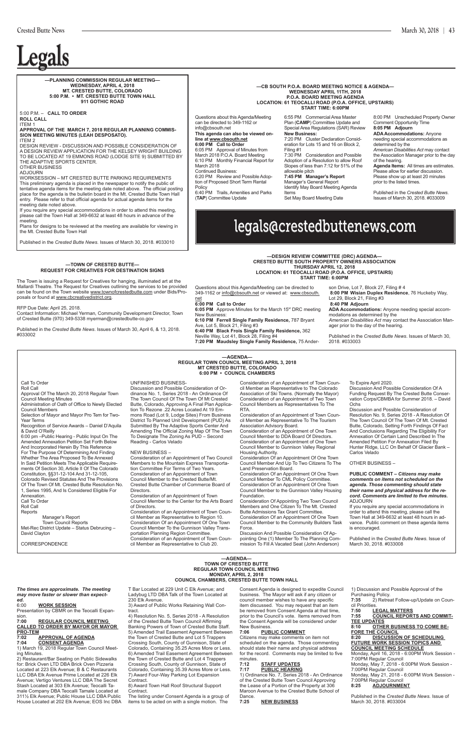# Legals

**—PLANNING COMMISSION REGULAR MEETING—**
**WEDNESDAY, APRIL 4, 2018**
**MT. CRESTED BUTTE, COLORADO**
**5:00 P.M. • MT. CRESTED BUTTE TOWN HALL**
**911 GOTHIC ROAD**

5:00 P.M. – **CALL TO ORDER**

**ROLL CALL**

ITEM 1

**APPROVAL OF THE MARCH 7, 2018 REGULAR PLANNING COMMISSION MEETING MINUTES (LEAH DESPOSATO).**

ITEM 2

DESIGN REVIEW - DISCUSSION AND POSSIBLE CONSIDERATION OF A DESIGN REVIEW APPLICATION FOR THE KELSEY WRIGHT BUILDING TO BE LOCATED AT 19 EMMONS ROAD (LODGE SITE 9) SUBMITTED BY THE ADAPTIVE SPORTS CENTER.

OTHER BUSINESS

ADJOURN

WORKSESSION – MT CRESTED BUTTE PARKING REQUIREMENTS

This preliminary agenda is placed in the newspaper to notify the public of tentative agenda items for the meeting date noted above. The official posting place for the agenda is the bulletin board in the Mt. Crested Butte Town Hall entry. Please refer to that official agenda for actual agenda items for the meeting date noted above.

If you require any special accommodations in order to attend this meeting, please call the Town Hall at 349-6632 at least 48 hours in advance of the meeting.

Plans for designs to be reviewed at the meeting are available for viewing in the Mt. Crested Butte Town Hall

Published in the *Crested Butte News.* Issues of March 30, 2018. #033010

---

**—CB SOUTH P.O.A. BOARD MEETING NOTICE & AGENDA—**
**WEDNESDAY APRIL 11TH, 2018**
**P.O.A. BOARD MEETING AGENDA**
**LOCATION: 61 TEOCALLI ROAD (P.O.A. OFFICE, UPSTAIRS)**
**START TIME: 6:00PM**

Questions about this Agenda/Meeting can be directed to 349-1162 or info@cbsouth.net

**This agenda can also be viewed online at www.cbsouth.net**

**6:00 PM Call to Order**

6:05 PM Approval of Minutes from March 2018 P.O.A. Board Meeting

6:10 PM Monthly Financial Report for March 2018

Continued Business:

6:20 PM Review and Possible Adoption of Proposed Short Term Rental Policy

6:40 PM Trails, Amenities and Parks (**TAP**) Committee Update

6:55 PM Commercial Area Master Plan (**CAMP**) Committee Update and Special Area Regulations (SAR) Review

**New Business:**

7:20 PM Cluster Declaration Consideration for Lots 15 and 16 on Block 2, Filing #1

7:30 PM Consideration and Possible Adoption of a Resolution to allow Roof Slopes of less than 7:12 for 51% of the allowable pitch

**7:45 PM Manager's Report**

Manager's General Report

Identify May Board Meeting Agenda Items

Set May Board Meeting Date

8:00 PM Unscheduled Property Owner Comment Opportunity Time

**8:05 PM Adjourn**

**ADA Accommodations:** Anyone needing special accommodations as determined by the *American Disabilities Act* may contact the Association Manager prior to the day of the hearing.

**Agenda Items:** All times are estimates. Please allow for earlier discussion. Please show up at least 20 minutes prior to the listed times.

Published in the *Crested Butte News.* Issues of March 30, 2018. #033009

---

legals@crestedbuttenews.com

---

**—TOWN OF CRESTED BUTTE—**
**REQUEST FOR CREATIVES FOR DESTINATION SIGNS**

The Town is issuing a Request for Creatives for hanging, illuminated art at the Mallardi Theatre. The Request for Creatives outlining the services to be provided can be found on the Town website www.townofcrestedbutte.com under Bids/Proposals or found at www.cbcreativedistrict.org.

RFP Due Date: April 25, 2018.

Contact Information: Michael Yerman, Community Development Director, Town of Crested Butte (970) 349-5338 myerman@crestedbutte-co.gov

Published in the *Crested Butte News*. Issues of March 30, April 6, & 13, 2018. #033002

---

**—DESIGN REVIEW COMMITTEE (DRC) AGENDA—**
**CRESTED BUTTE SOUTH PROPERTY OWNERS ASSOCIATION**
**THURSDAY APRIL 12, 2018**
**LOCATION: 61 TEOCALLI ROAD (P.O.A. OFFICE, UPSTAIRS)**
**START TIME: 6:00PM**

Questions about this Agenda/Meeting can be directed to 349-1162 or info@cbsouth.net or viewed at: www.cbsouth.net

**6:00 PM Call to Order**

**6:05 PM** Approve Minutes for the March 15th DRC meeting

New Business:

**6:10 PM Ferrell Single Family Residence,** 787 Bryant Ave, Lot 5, Block 21, Filing #3

**6:40 PM Black Frois Single Family Residence,** 362 Neville Way, Lot 41, Block 28, Filing #4

**7:20 PM Maudsley Single Family Residence,** 75 Anderson Drive, Lot 7, Block 27, Filing # 4

**8:00 PM Wisian Duplex Residence**, 76 Huckeby Way, Lot 29, Block 21, Filing #3

**8:40 PM Adjourn**

**ADA Accommodations:** Anyone needing special accommodations as determined by the *American Disabilities Act* may contact the Association Manager prior to the day of the hearing.

Published in the *Crested Butte News*. Issues of March 30, 2018. #033003

---

**—AGENDA—**
**REGULAR TOWN COUNCIL MEETING APRIL 3, 2018**
**MT CRESTED BUTTE, COLORADO**
**6:00 PM • COUNCIL CHAMBERS**

Call To Order

Roll Call

Approval Of The March 20, 2018 Regular Town Council Meeting Minutes

Administration of Oath of Office to Newly Elected Council Members

Selection of Mayor and Mayor Pro Tem for Two-Year Terms

Recognition of Service Awards – Daniel D'Aquila & David O'Reilly

6:00 pm –Public Hearing - Public Input On The Amended Annexation Petition Set Forth Below And Incorporated Herein By This Reference For The Purpose Of Determining And Finding Whether The Area Proposed To Be Annexed In Said Petition Meets The Applicable Requirements Of Section 30, Article II Of The Colorado Constitution, §§31-12-104 And 31-12-105, Colorado Revised Statutes And The Provisions Of The Town Of Mt. Crested Butte Resolution No. 1, Series 1995, And Is Considered Eligible For Annexation.

Call To Order

Roll Call

Reports

- Manager's Report
- Town Council Reports

Met-Rec District Update – Status Debrucing – David Clayton

CORRESPONDENCE

UNFINISHED BUSINESS-

Discussion and Possible Consideration of Ordinance No. 1, Series 2018 - An Ordinance Of The Town Council Of The Town Of Mt Crested Butte, Colorado, Approving A Final Plan Application To Rezone .22 Acres Located At 19 Emmons Road (Lot 9, Lodge Sites) From Business District To Planned Unit Development (PUD) As Submitted By The Adaptive Sports Center And Amending The Official Zoning Map Of The Town To Designate The Zoning As PUD – Second Reading - Carlos Velado

NEW BUSINESS –

Consideration of an Appointment of Two Council Members to the Mountain Express Transportation Committee For Terms of Two Years.

Consideration of an Appointment of Town Council Member to the Crested Butte/Mt. Crested Butte Chamber of Commerce Board of Directors.

Consideration of an Appointment of Town Council Member to the Center for the Arts Board of Directors.

Consideration of an Appointment of Town Council Member as Representative to Region 10.

Consideration Of an Appointment Of One Town Council Member To the Gunnison Valley Transportation Planning Region Committee.

Consideration of an Appointment of Town Council Member as Representative to Club 20.

Consideration of an Appointment of Town Council Member as Representative to The Colorado Association of Ski Towns. (Normally the Mayor)

Consideration of an Appointment of Two Town Council Members as Representatives To The RTA.

Consideration of an Appointment of Town Council Member as Representative To The Tourism Association Advisory Board.

Consideration of an Appointment of One Town Council Member to DDA Board Of Directors.

Consideration of an Appointment of One Town Council Member to Gunnison Valley Regional Housing Authority.

Consideration Of an Appointment Of One Town Council Member And Up To Two Citizens To The Land Preservation Board.

Consideration Of an Appointment Of One Town Council Member To CML Policy Committee.

Consideration Of an Appointment Of One Town Council Member to the Gunnison Valley Housing Foundation.

Consideration Of Appointing Two Town Council Members and One Citizen To The Mt. Crested Butte Admissions Tax Grant Committee.

Consideration Of an Appointment Of One Town Council Member to the Community Builders Task Force.

Discussion And Possible Consideration Of Appointing One (1) Member To The Planning Commission To Fill A Vacated Seat (John Anderson) To Expire April 2020.

Discussion And Possible Consideration Of A Funding Request By The Crested Butte Conservation Corps/CBMBA for Summer 2018. – David Ochs

Discussion and Possible Consideration of Resolution No. 9, Series 2018 - A Resolution Of The Town Council Of The Town Of Mt. Crested Butte, Colorado, Setting Forth Findings Of Fact And Conclusions Regarding The Eligibility For Annexation Of Certain Land Described In The Amended Petition For Annexation Filed By Hunter Ridge, LLC On Behalf Of Glacier Bank – Carlos Velado

OTHER BUSINESS –

**PUBLIC COMMENT –** ***Citizens may make comments on items not scheduled on the agenda. Those commenting should state their name and physical address for the record. Comments are limited to five minutes.***

ADJOURN

If you require any special accommodations in order to attend this meeting, please call the Town Hall at 349-6632 at least 48 hours in advance. Public comment on these agenda items is encouraged.

Published in the *Crested Butte News.* Issue of March 30, 2018. #033008

---

**—AGENDA—**
**TOWN OF CRESTED BUTTE**
**REGULAR TOWN COUNCIL MEETING**
**MONDAY, APRIL 2, 2018**
**COUNCIL CHAMBERS, CRESTED BUTTE TOWN HALL**

***The times are approximate. The meeting may move faster or slower than expected.***

6:00 **WORK SESSION**

Presentation by CBMR on the Teocalli Expansion.

**7:00 REGULAR COUNCIL MEETING CALLED TO ORDER BY MAYOR OR MAYOR PRO-TEM**

**7:02 APPROVAL OF AGENDA**

**7:04 CONSENT AGENDA**

1) March 19, 2018 Regular Town Council Meeting Minutes.

2) Restaurant/Bar Seating on Public Sidewalks for: Brick Oven LTD DBA Brick Oven Pizzeria Located at 223 Elk Avenue; B & C Restaurants LLC DBA Elk Avenue Prime Located at 226 Elk Avenue; Vertigo Ventures LLC DBA The Secret Stash Located at 303 Elk Avenue; Teocalli Tamale Company DBA Teocalli Tamale Located at 311½ Elk Avenue; Public House LLC DBA Public House Located at 202 Elk Avenue; EOS Inc DBA T Bar Located at 229 Unit C Elk Avenue; and Ladybug LTD DBA Talk of the Town Located at 230 Elk Avenue.

3) Award of Public Works Retaining Wall Contract.

4) Resolution No. 5, Series 2018 - A Resolution of the Crested Butte Town Council Affirming Banking Powers of Town of Crested Butte Staff.

5) Amended Trail Easement Agreement Between the Town of Crested Butte and Lot 5 Trappers Crossing South, County of Gunnison, State of Colorado, Containing 35.25 Acres More or Less.

6) Amended Trail Easement Agreement Between the Town of Crested Butte and Lot 4 Trappers Crossing South, County of Gunnison, State of Colorado, Containing 35.39 Acres More or Less.

7) Award Four-Way Parking Lot Expansion Contract.

8) Award Town Hall Roof Structural Support Contract.

The listing under Consent Agenda is a group of items to be acted on with a single motion. The Consent Agenda is designed to expedite Council business. The Mayor will ask if any citizen or council member wishes to have any specific item discussed. You may request that an item be removed from Consent Agenda at that time, prior to the Council's vote. Items removed from the Consent Agenda will be considered under New Business.

**7:06 PUBLIC COMMENT**

Citizens may make comments on item not scheduled on the agenda. Those commenting should state their name and physical address for the record. Comments may be limited to five minutes.

**7:12 STAFF UPDATES**

**7:17 PUBLIC HEARING**

1) Ordinance No. 7, Series 2018 - An Ordinance of the Crested Butte Town Council Approving the Lease of a Portion of the Property at 306 Maroon Avenue to the Crested Butte School of Dance.

**7:25 NEW BUSINESS**

1) Discussion and Possible Approval of the Purchasing Policy.

**7:35** 2) Retreat Follow-up/Update on Council Priorities.

**7:50 LEGAL MATTERS**

**7:55 COUNCIL REPORTS AND COMMITTEE UPDATES**

**8:10 OTHER BUSINESS TO COME BEFORE THE COUNCIL**

**8:20 DISCUSSION OF SCHEDULING FUTURE WORK SESSION TOPICS AND COUNCIL MEETING SCHEDULE**

Monday, April 16, 2018 - 6:00PM Work Session - 7:00PM Regular Council

Monday, May 7, 2018 - 6:00PM Work Session - 7:00PM Regular Council

Monday, May 21, 2018 - 6:00PM Work Session - 7:00PM Regular Council

**8:25 ADJOURNMENT**

Published in the *Crested Butte News.* Issue of March 30, 2018. #033004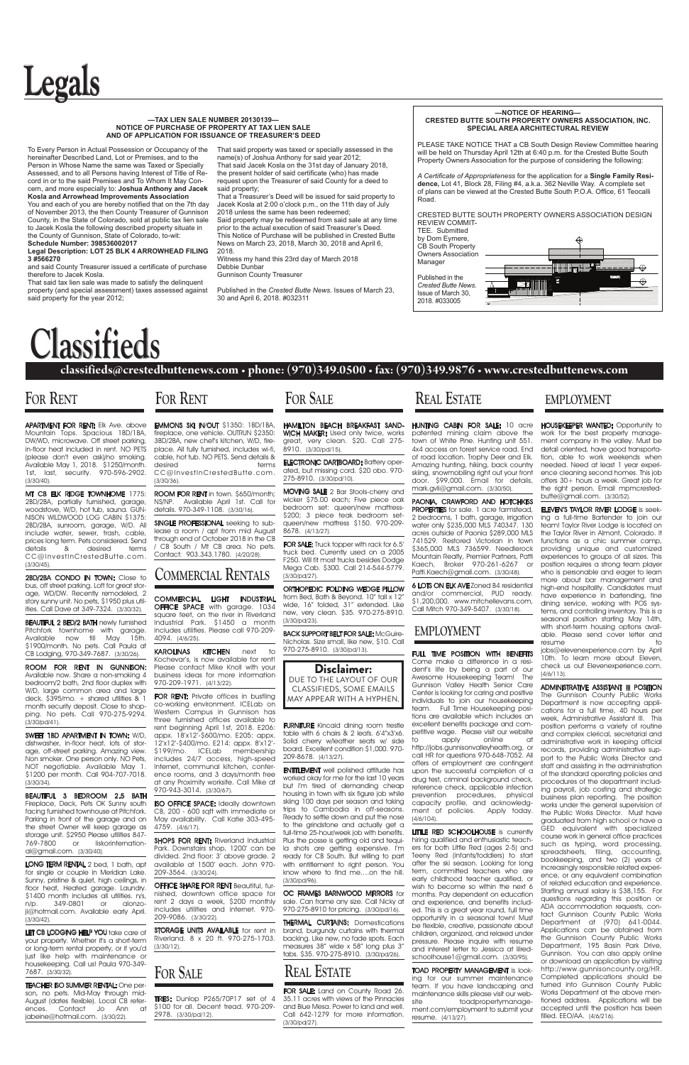# Legals

**—TAX LIEN SALE NUMBER 20130139—**
**NOTICE OF PURCHASE OF PROPERTY AT TAX LIEN SALE AND OF APPLICATION FOR ISSUANCE OF TREASURER'S DEED**

To Every Person in Actual Possession or Occupancy of the hereinafter Described Land, Lot or Premises, and to the Person in Whose Name the same was Taxed or Specially Assessed, and to all Persons having Interest of Title of Record in or to the said Premises and To Whom It May Concern, and more especially to: **Joshua Anthony and Jacek Kosla and Arrowhead Improvements Association**

You and each of you are hereby notified that on the 7th day of November 2013, the then County Treasurer of Gunnison County, in the State of Colorado, sold at public tax lien sale to Jacek Kosla the following described property situate in the County of Gunnison, State of Colorado, to-wit:

**Schedule Number: 398536002017**

**Legal Description: LOT 25 BLK 4 ARROWHEAD FILING 3 #566270**

and said County Treasurer issued a certificate of purchase therefore to Jacek Kosla.

That said tax lien sale was made to satisfy the delinquent property (and special assessment) taxes assessed against said property for the year 2012;

That said property was taxed or specially assessed in the name(s) of Joshua Anthony for said year 2012;

That said Jacek Kosla on the 31st day of January 2018, the present holder of said certificate (who) has made request upon the Treasurer of said County for a deed to said property;

That a Treasurer's Deed will be issued for said property to Jacek Kosla at 2:00 o'clock p.m., on the 11th day of July 2018 unless the same has been redeemed;

Said property may be redeemed from said sale at any time prior to the actual execution of said Treasurer's Deed.

This Notice of Purchase will be published in Crested Butte News on March 23, 2018, March 30, 2018 and April 6, 2018.

Witness my hand this 23rd day of March 2018

Debbie Dunbar

Gunnison County Treasurer

Published in the *Crested Butte News*. Issues of March 23, 30 and April 6, 2018. #032311

**—NOTICE OF HEARING—**
**CRESTED BUTTE SOUTH PROPERTY OWNERS ASSOCIATION, INC. SPECIAL AREA ARCHITECTURAL REVIEW**

PLEASE TAKE NOTICE THAT a CB South Design Review Committee hearing will be held on Thursday April 12th at 6:40 p.m. for the Crested Butte South Property Owners Association for the purpose of considering the following:

*A Certificate of Appropriateness* for the application for a **Single Family Residence,** Lot 41, Block 28, Filing #4, a.k.a. 362 Neville Way. A complete set of plans can be viewed at the Crested Butte South P.O.A. Office, 61 Teocalli Road.

CRESTED BUTTE SOUTH PROPERTY OWNERS ASSOCIATION DESIGN REVIEW COMMITTEE. Submitted by Dom Eymere, CB South Property Owners Association Manager

Published in the *Crested Butte News*. Issue of March 30, 2018. #033005

# Classifieds

**classifieds@crestedbuttenews.com • phone: (970)349.0500 • fax: (970)349.9876 • www.crestedbuttenews.com**

## For Rent

**APARTMENT FOR RENT:** Elk Ave. above Mountain Tops. Spacious 1BD/1BA, DW/WD, microwave. Off street parking, in-floor heat included in rent. NO PETS (please don't even ask)/no smoking. Available May 1, 2018. $1250/month. 1st, last, security. 970-596-2902. (3/30/40).

**MT CB ELK RIDGE TOWNHOME** 1775: 2BD/2BA, partially furnished, garage, woodstove, W/D, hot tub, sauna. GUNNISON WILDWOOD LOG CABIN $1375: 2BD/2BA, sunroom, garage, W/D. All include water, sewer, trash, cable, prices long term. Pets considered. Send details & desired terms CC@InvestInCrestedButte.com. (3/30/45).

**2BD/2BA CONDO IN TOWN:** Close to bus, off street parking. Loft for great storage, WD/DW. Recently remodeled, 2 story sunny unit. No pets, $1950 plus utilities. Call Dave at 349-7324. (3/30/32).

**BEAUTIFUL 2 BED/2 BATH** newly furnished Pitchfork townhome with garage. Available now till May 15th. $1900/month. No pets. Call Paula at CB Lodging, 970-349-7687. (3/30/26).

**ROOM FOR RENT IN GUNNISON:** Available now. Share a non-smoking 4 bedroom/2 bath, 2nd floor duplex with W/D, large common area and large deck. $395/mo. + shared utilities & 1 month security deposit. Close to shopping. No pets. Call 970-275-9294. (3/30/pd/41).

**SWEET 1BD APARTMENT IN TOWN:** W/D, dishwasher, in-floor heat, lots of storage, off-street parking. Amazing view. Non smoker. One person only. NO Pets, NOT negotiable. Available May 1. $1200 per month. Call 904-707-7018. (3/30/34).

**BEAUTIFUL 3 BEDROOM 2.5 BATH** Fireplace, Deck, Pets OK Sunny south facing furnished townhouse at Pitchfork. Parking in front of the garage and on the street Owner will keep garage as storage unit. $2950 Please utilities 847-769-7800 or liskorinternational@gmail.com. (3/30/40).

**LONG TERM RENTAL** 2 bed, 1 bath, apt for single or couple in Meridian Lake. Sunny, pristine & quiet, high ceilings, in floor heat, Heated garage. Laundry. $1400 month includes all utilities. n/s, n/p. 349-0801 or alonzoji@hotmail.com. Available early April. (3/30/42).

**LET CB LODGING HELP YOU** take care of your property. Whether it's a short-term or long-term rental property, or if you'd just like help with maintenance or housekeeping. Call us! Paula 970-349-7687. (3/30/32).

**TEACHER ISO SUMMER RENTAL:** One person, no pets. Mid-May through mid-August (dates flexible). Local CB references. Contact Jo Ann at jabeine@hotmail.com. (3/30/22).

**EMMONS SKI IN/OUT** $1350: 1BD/1BA, fireplace, one vehicle. OUTRUN $2350: 3BD/2BA, new chef's kitchen, W/D, fireplace. All fully furnished, includes wi-fi, cable, hot tub. NO PETS. Send details & desired terms CC@InvestInCrestedButte.com. (3/30/36).

**ROOM FOR RENT** in town. $650/month; NS/NP. Available April 1st. Call for details. 970-349-1108. (3/30/16).

**SINGLE PROFESSIONAL** seeking to sublease a room / apt from mid August through end of October 2018 in the CB / CB South / Mt CB area. No pets. Contact: 903.343.1780. (4/20/28).

## Commercial Rentals

**COMMERCIAL LIGHT INDUSTRIAL OFFICE SPACE** with garage. 1034 square feet, on the river in Riverland Industrial Park. $1450 a month includes utilities. Please call 970-209-4094. (4/6/25).

**KAROLINAS KITCHEN** next to Kochevar's, is now available for rent! Please contact Mike Knoll with your business ideas for more information 970-209-1971. (4/13/22).

**FOR RENT:** Private offices in bustling co-working environment. ICELab on Western Campus in Gunnison has three furnished offices available to rent beginning April 1st, 2018. E206: appx. 18'x12'-$600/mo. E205: appx. 12'x12'-$400/mo. E214: appx. 8'x12'-$199/mo. ICELab membership includes 24/7 access, high-speed internet, communal kitchen, conference rooms, and 3 days/month free at any Proximity worksite. Call Mike at 970-943-3014. (3/30/67).

**ISO OFFICE SPACE:** Ideally downtown CB, 200 - 600 sqft with immediate or May availability. Call Katie 303-495-4759. (4/6/17).

**SHOPS FOR RENT:** Riverland Industrial Park. Downstairs shop, 1200' can be divided. 2nd floor: 3' above grade. 2 available at 1500' each. John 970-209-3564. (3/30/24).

**OFFICE SHARE FOR RENT** Beautiful, furnished, downtown office space for rent 2 days a week, $200 monthly includes utilities and internet. 970-209-9086. (3/30/22).

**STORAGE UNITS AVAILABLE** for rent in Riverland. 8 x 20 ft. 970-275-1703. (3/30/12).

## For Sale

**TIRES:** Dunlop P265/70P17 set of 4 $100 for all. Decent tread. 970-209-2978. (3/30/pd/12).

**HAMILTON BEACH BREAKFAST SANDWICH MAKER:** Used only twice, works great, very clean. $20. Call 275-8910. (3/30/pd/15).

**ELECTRONIC DARTBOARD:** Battery operated, but missing cord. $20 obo. 970-275-8910. (3/30/pd/10).

**MOVING SALE** 2 Bar Stools-cherry and wicker $75.00 each; Five piece oak bedroom set: queen/new mattress-$200; 3 piece teak bedroom set-queen/new mattress $150. 970-209-8678. (4/13/27).

**FOR SALE:** Truck topper with rack for 6.5' truck bed. Currently used on a 2005 F250. Will fit most trucks besides Dodge Mega Cab. $300. Call 214-544-5779. (3/30/pd/27).

**ORTHOPEDIC FOLDING WEDGE PILLOW** from Bed, Bath & Beyond. 10" tall x 12" wide, 16" folded, 31" extended. Like new, very clean. $35. 970-275-8910. (3/30/pd/23).

**BACK SUPPORT BELT FOR SALE:** McGuire-Nicholas. Size small, like new, $10. Call 970-275-8910. (3/30/pd/13).

**Disclaimer:**
DUE TO THE LAYOUT OF OUR CLASSIFIEDS, SOME EMAILS MAY APPEAR WITH A HYPHEN.

**FURNITURE** Kincaid dining room trestle table with 6 chairs & 2 leafs. 6'4"x3'x6. Solid cherry w/leather seats w/ side board. Excellent condition $1,000. 970-209-8678. (4/13/27).

**ENTITLEMENT** well polished attitude has worked okay for me for the last 10 years but I'm tired of demanding cheap housing in town with six figure job while skiing 100 days per season and taking trips to Cambodia in off-seasons. Ready to settle down and put the nose to the grindstone and actually get a full-time 25-hour/week job with benefits. Plus the posse is getting old and tequila shots are getting expensive. I'm ready for CB South. But willing to part with entitlement to right person. You know where to find me….on the hill. (3/30/pd/96).

**OC FRAMES BARNWOOD MIRRORS** for sale. Can frame any size. Call Nicky at 970-275-8910 for pricing. (3/30/pd/16).

**THERMAL CURTAINS:** Domestications brand, burgundy curtains with thermal backing. Like new, no fade spots. Each measures 38" wide x 58" long plus 3" tabs. $35. 970-275-8910. (3/30/pd/26).

## Real Estate

**FOR SALE:** Land on County Road 26. 35.11 acres with views of the Pinnacles and Blue Mesa. Power to land and well. Call 642-1279 for more information. (3/30/pd/27).

**HUNTING CABIN FOR SALE:** 10 acre patented mining claim above the town of White Pine. Hunting unit 551. 4x4 access on forest service road. End of road location. Trophy Deer and Elk. Amazing hunting, hiking, back country skiing, snowmobiling right out your front door. $99,000. Email for details, mark.gvll@gmail.com. (3/30/50).

**PAONIA, CRAWFORD AND HOTCHKISS PROPERTIES** for sale. 1 acre farmstead, 2 bedrooms, 1 bath, garage, irrigation water only $235,000 MLS 740347. 130 acres outside of Paonia $289,000 MLS 741529. Restored Victorian in town $365,000 MLS 736599. Needlerock Mountain Realty, Premier Partners, Patti Kaech, Broker 970-261-6267 or Patti.Kaech@gmail.com. (3/30/48).

**6 LOTS ON ELK AVE** Zoned B4 residential and/or commercial, PUD ready. $1,200,000. www.mitchellevans.com, Call Mitch 970-349-5407. (3/30/18).

## Employment

**FULL TIME POSITION WITH BENEFITS** Come make a difference in a resident's life by being a part of our Awesome Housekeeping Team! The Gunnison Valley Health Senior Care Center is looking for caring and positive individuals to join our housekeeping team. Full Time Housekeeping positions are available which includes an excellent benefits package and competitive wage. Please visit our website to apply online at http://jobs.gunnisonvalleyhealth.org, or call HR for questions 970-648-7052. All offers of employment are contingent upon the successful completion of a drug test, criminal background check, reference check, applicable infection prevention procedures, physical capacity profile, and acknowledgement of policies. Apply today. (4/6/104).

**LITTLE RED SCHOOLHOUSE** is currently hiring qualified and enthusiastic teachers for both Little Red (ages 2-5) and Teeny Red (infants/toddlers) to start after the ski season. Looking for long term, committed teachers who are early childhood teacher qualified, or wish to become so within the next 6 months. Pay dependent on education and experience, and benefits included. This is a great year round, full time opportunity in a seasonal town! Must be flexible, creative, passionate about children, organized, and relaxed under pressure. Please inquire with resume and interest letter to Jessica at lilredschoolhouse1@gmail.com. (3/30/95).

**TOAD PROPERTY MANAGEMENT** is looking for our summer maintenance team. If you have landscaping and maintenance skills please visit our website toadpropertymanagement.com/employment to submit your resume. (4/13/27).

**HOUSEKEEPER WANTED:** Opportunity to work for the best property management company in the valley. Must be detail oriented, have good transportation, able to work weekends when needed. Need at least 1 year experience cleaning second homes. This job offers 30+ hours a week. Great job for the right person. Email mpmcrestedbutte@gmail.com. (3/30/52).

**ELEVEN'S TAYLOR RIVER LODGE** is seeking a full-time Bartender to join our team! Taylor River Lodge is located on the Taylor River in Almont, Colorado. It functions as a chic summer camp, providing unique and customized experiences to groups of all sizes. This position requires a strong team player who is personable and eager to learn more about bar management and high-end hospitality. Candidates must have experience in bartending, fine dining service, working with POS systems, and controlling inventory. This is a seasonal position starting May 14th, with short-term housing options available. Please send cover letter and resume to jobs@elevenexperience.com by April 10th. To learn more about Eleven, check us out Elevenexperience.com. (4/6/113).

**ADMINISTRATIVE ASSISTANT III POSITION** The Gunnison County Public Works Department is now accepting applications for a full time, 40 hours per week, Administrative Assistant III. This position performs a variety of routine and complex clerical, secretarial and administrative work in keeping official records, providing administrative support to the Public Works Director and staff and assisting in the administration of the standard operating policies and procedures of the department including payroll, job costing and strategic business plan reporting. The position works under the general supervision of the Public Works Director. Must have graduated from high school or have a GED equivalent with specialized course work in general office practices such as typing, word processing, spreadsheets, filing, accounting, bookkeeping, and two (2) years of increasingly responsible related experience, or any equivalent combination of related education and experience. Starting annual salary is $38,155. For questions regarding this position or ADA accommodation requests, contact Gunnison County Public Works Department at (970) 641-0044. Applications can be obtained from the Gunnison County Public Works Department, 195 Basin Park Drive, Gunnison. You can also apply online or download an application by visiting http://www.gunnisoncounty.org/HR. Completed applications should be turned into Gunnison County Public Works Department at the above mentioned address. Applications will be accepted until the position has been filled. EEO/AA. (4/6/216).